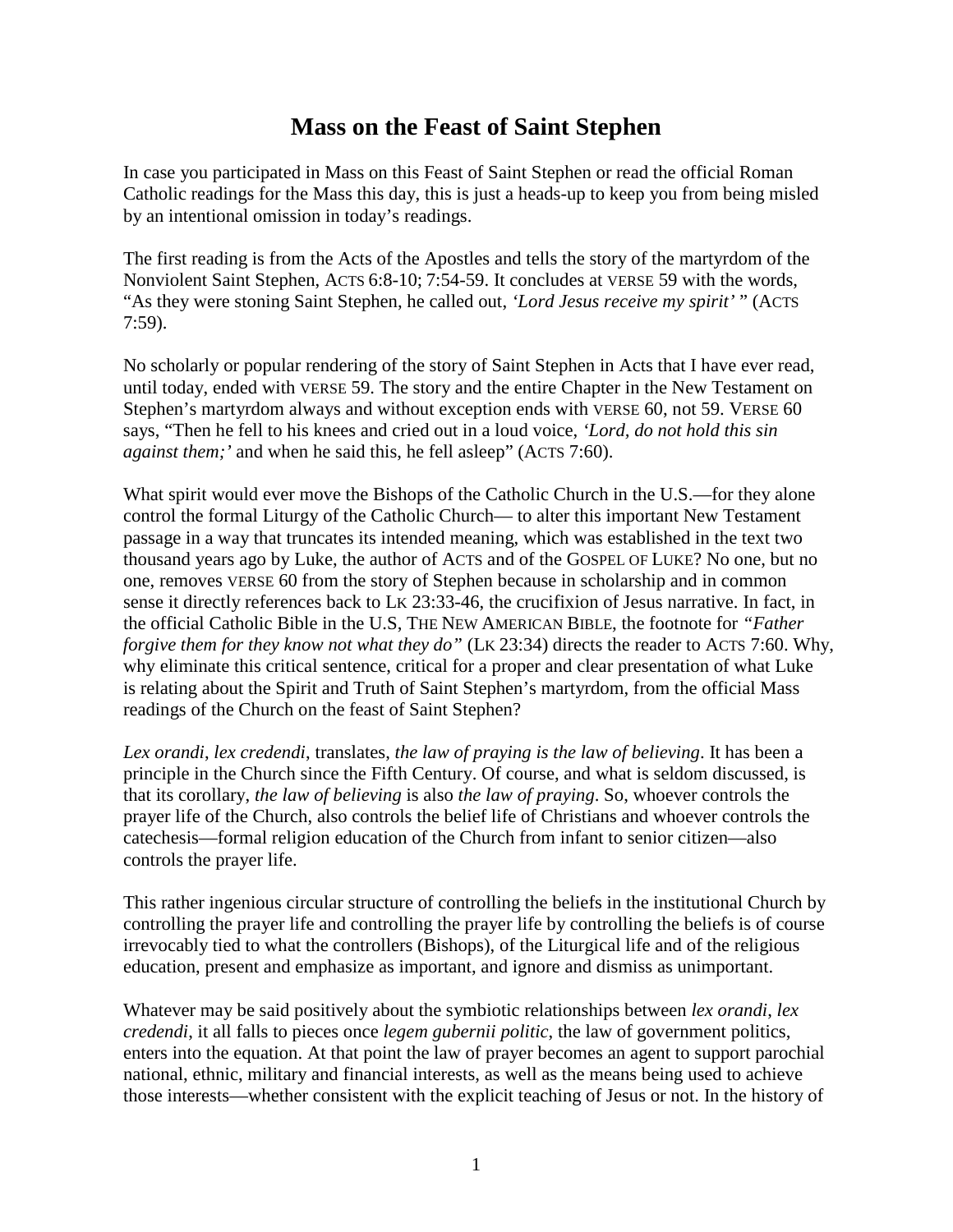# Mass on the Feast of Saint Stephen

In case you participated in Mass on this Feast of Saint Stephen or read the official Roman Catholic readings for the Mass this day, this is just a heads-up to keep you from being misled by an intentional omission in today's readings.

The first reading is from the Acts of the Apostles and tells the story of the martyrdom of the Nonviolent Saint Stephen, ACTS 6:8-10; 7:54-59. It concludes at VERSE 59 with the words, "As they were stoning Saint Stephen, he called out, *'Lord Jesus receive my spirit'* " (ACTS 7:59).

No scholarly or popular rendering of the story of Saint Stephen in Acts that I have ever read, until today, ended with VERSE 59. The story and the entire Chapter in the New Testament on Stephen's martyrdom always and without exception ends with VERSE 60, not 59. VERSE 60 says, "Then he fell to his knees and cried out in a loud voice, *'Lord, do not hold this sin against them;'* and when he said this, he fell asleep" (ACTS 7:60).

What spirit would ever move the Bishops of the Catholic Church in the U.S.—for they alone control the formal Liturgy of the Catholic Church— to alter this important New Testament passage in a way that truncates its intended meaning, which was established in the text two thousand years ago by Luke, the author of ACTS and of the GOSPEL OF LUKE? No one, but no one, removes VERSE 60 from the story of Stephen because in scholarship and in common sense it directly references back to LK 23:33-46, the crucifixion of Jesus narrative. In fact, in the official Catholic Bible in the U.S, THE NEW AMERICAN BIBLE, the footnote for *"Father forgive them for they know not what they do"* (LK 23:34) directs the reader to ACTS 7:60. Why, why eliminate this critical sentence, critical for a proper and clear presentation of what Luke is relating about the Spirit and Truth of Saint Stephen's martyrdom, from the official Mass readings of the Church on the feast of Saint Stephen?

*Lex orandi, lex credendi*, translates, *the law of praying is the law of believing*. It has been a principle in the Church since the Fifth Century. Of course, and what is seldom discussed, is that its corollary, *the law of believing* is also *the law of praying*. So, whoever controls the prayer life of the Church, also controls the belief life of Christians and whoever controls the catechesis—formal religion education of the Church from infant to senior citizen—also controls the prayer life.

This rather ingenious circular structure of controlling the beliefs in the institutional Church by controlling the prayer life and controlling the prayer life by controlling the beliefs is of course irrevocably tied to what the controllers (Bishops), of the Liturgical life and of the religious education, present and emphasize as important, and ignore and dismiss as unimportant.

Whatever may be said positively about the symbiotic relationships between *lex orandi, lex credendi*, it all falls to pieces once *legem gubernii politic*, the law of government politics, enters into the equation. At that point the law of prayer becomes an agent to support parochial national, ethnic, military and financial interests, as well as the means being used to achieve those interests—whether consistent with the explicit teaching of Jesus or not. In the history of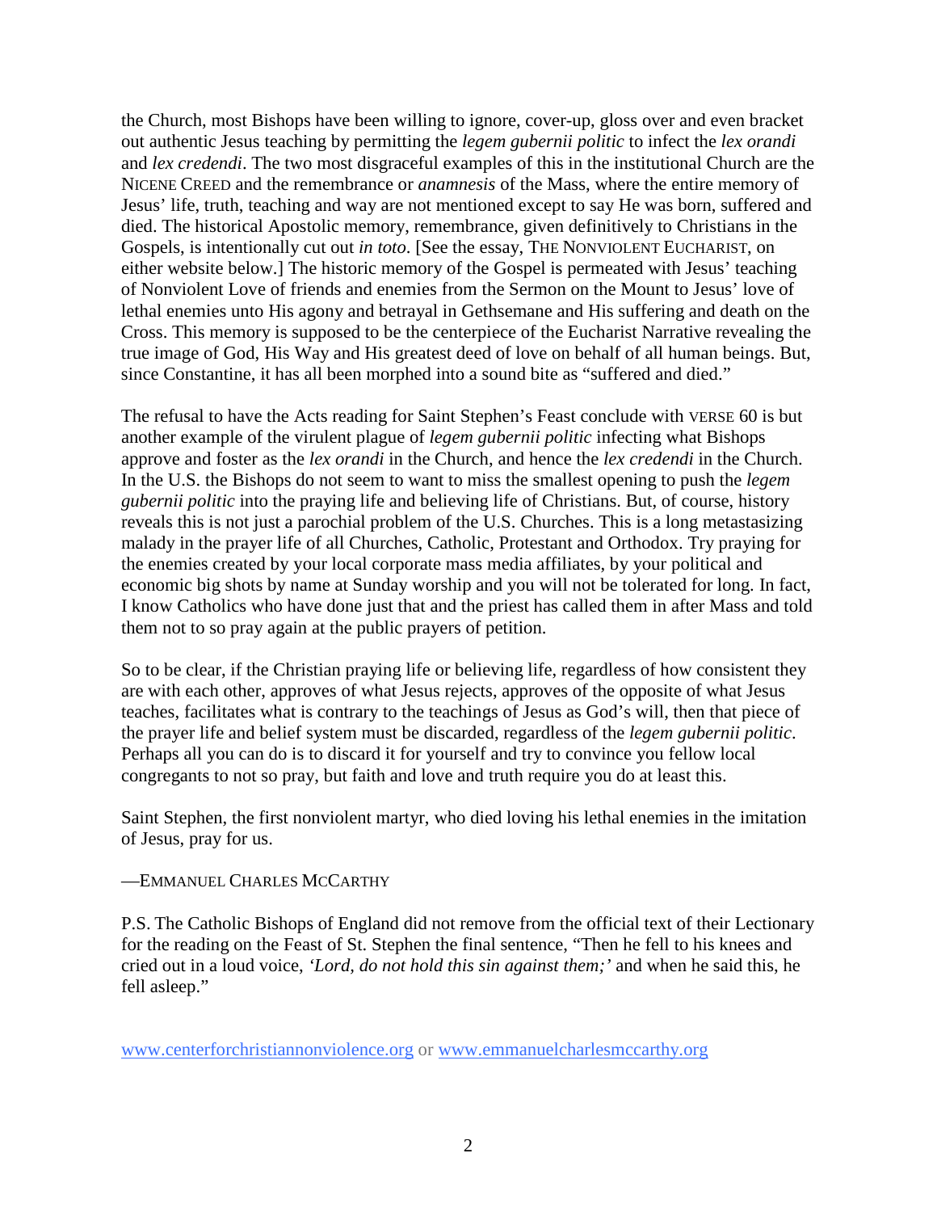the Church, most Bishops have been willing to ignore, cover-up, gloss over and even bracket out authentic Jesus teaching by permitting the *legem gubernii politic* to infect the *lex orandi* and *lex credendi*. The two most disgraceful examples of this in the institutional Church are the NICENE CREED and the remembrance or *anamnesis* of the Mass, where the entire memory of Jesus' life, truth, teaching and way are not mentioned except to say He was born, suffered and died. The historical Apostolic memory, remembrance, given definitively to Christians in the Gospels, is intentionally cut out *in toto*. [See the essay, THE NONVIOLENT EUCHARIST, on either website below.] The historic memory of the Gospel is permeated with Jesus' teaching of Nonviolent Love of friends and enemies from the Sermon on the Mount to Jesus' love of lethal enemies unto His agony and betrayal in Gethsemane and His suffering and death on the Cross. This memory is supposed to be the centerpiece of the Eucharist Narrative revealing the true image of God, His Way and His greatest deed of love on behalf of all human beings. But, since Constantine, it has all been morphed into a sound bite as "suffered and died."

The refusal to have the Acts reading for Saint Stephen's Feast conclude with VERSE 60 is but another example of the virulent plague of *legem gubernii politic* infecting what Bishops approve and foster as the *lex orandi* in the Church, and hence the *lex credendi* in the Church. In the U.S. the Bishops do not seem to want to miss the smallest opening to push the *legem gubernii politic* into the praying life and believing life of Christians. But, of course, history reveals this is not just a parochial problem of the U.S. Churches. This is a long metastasizing malady in the prayer life of all Churches, Catholic, Protestant and Orthodox. Try praying for the enemies created by your local corporate mass media affiliates, by your political and economic big shots by name at Sunday worship and you will not be tolerated for long. In fact, I know Catholics who have done just that and the priest has called them in after Mass and told them not to so pray again at the public prayers of petition.

So to be clear, if the Christian praying life or believing life, regardless of how consistent they are with each other, approves of what Jesus rejects, approves of the opposite of what Jesus teaches, facilitates what is contrary to the teachings of Jesus as God's will, then that piece of the prayer life and belief system must be discarded, regardless of the *legem gubernii politic*. Perhaps all you can do is to discard it for yourself and try to convince you fellow local congregants to not so pray, but faith and love and truth require you do at least this.

Saint Stephen, the first nonviolent martyr, who died loving his lethal enemies in the imitation of Jesus, pray for us.

—EMMANUEL CHARLES MCCARTHY

P.S. The Catholic Bishops of England did not remove from the official text of their Lectionary for the reading on the Feast of St. Stephen the final sentence, "Then he fell to his knees and cried out in a loud voice, *'Lord, do not hold this sin against them;'* and when he said this, he fell asleep."

www.centerforchristiannonviolence.org or www.emmanuelcharlesmccarthy.org